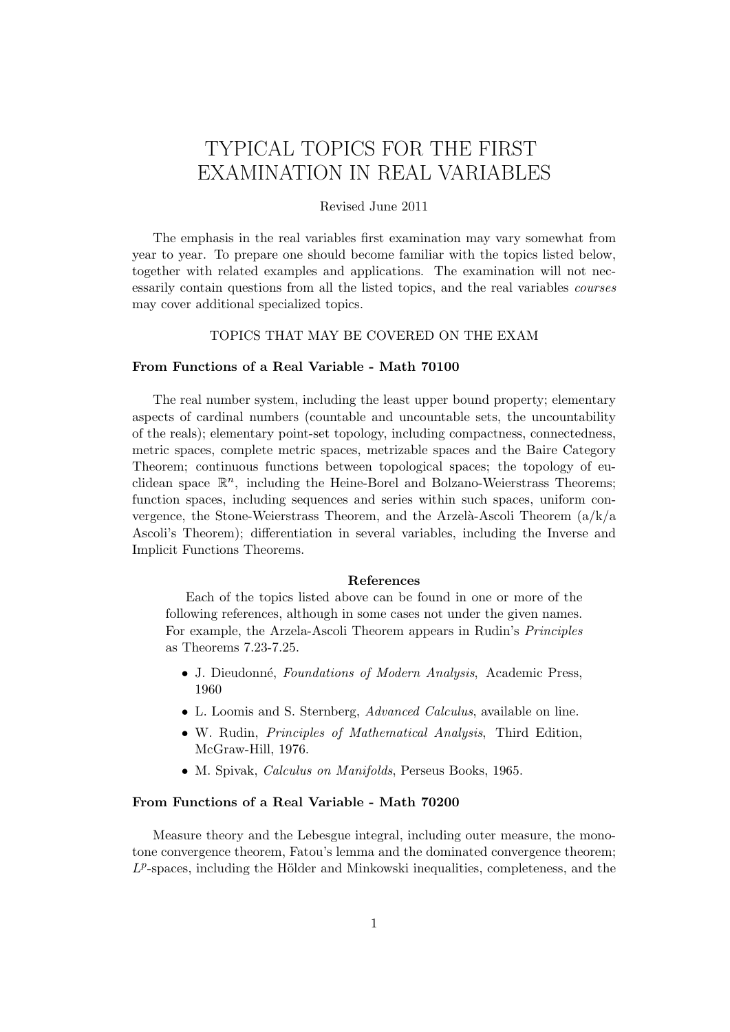# TYPICAL TOPICS FOR THE FIRST EXAMINATION IN REAL VARIABLES

Revised June 2011

The emphasis in the real variables first examination may vary somewhat from year to year. To prepare one should become familiar with the topics listed below, together with related examples and applications. The examination will not necessarily contain questions from all the listed topics, and the real variables *courses* may cover additional specialized topics.

## TOPICS THAT MAY BE COVERED ON THE EXAM

### From Functions of a Real Variable - Math 70100

The real number system, including the least upper bound property; elementary aspects of cardinal numbers (countable and uncountable sets, the uncountability of the reals); elementary point-set topology, including compactness, connectedness, metric spaces, complete metric spaces, metrizable spaces and the Baire Category Theorem; continuous functions between topological spaces; the topology of euclidean space $\mathbb{R}^n$, including the Heine-Borel and Bolzano-Weierstrass Theorems; function spaces, including sequences and series within such spaces, uniform convergence, the Stone-Weierstrass Theorem, and the Arzelà-Ascoli Theorem (a/k/a Ascoli's Theorem); differentiation in several variables, including the Inverse and Implicit Functions Theorems.

**References**

Each of the topics listed above can be found in one or more of the following references, although in some cases not under the given names. For example, the Arzela-Ascoli Theorem appears in Rudin's *Principles* as Theorems 7.23-7.25.

- J. Dieudonné, *Foundations of Modern Analysis*, Academic Press, 1960
- L. Loomis and S. Sternberg, *Advanced Calculus*, available on line.
- W. Rudin, *Principles of Mathematical Analysis*, Third Edition, McGraw-Hill, 1976.
- M. Spivak, *Calculus on Manifolds*, Perseus Books, 1965.

### From Functions of a Real Variable - Math 70200

Measure theory and the Lebesgue integral, including outer measure, the monotone convergence theorem, Fatou's lemma and the dominated convergence theorem; $L^p$-spaces, including the Hölder and Minkowski inequalities, completeness, and the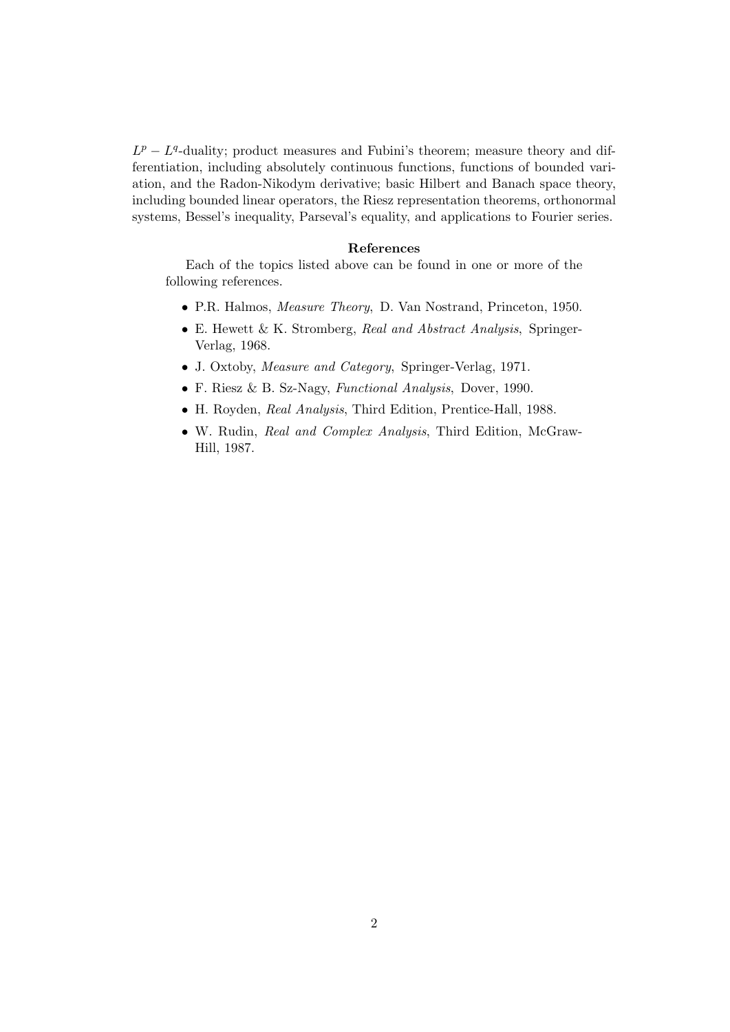$L^p - L^q$-duality; product measures and Fubini's theorem; measure theory and differentiation, including absolutely continuous functions, functions of bounded variation, and the Radon-Nikodym derivative; basic Hilbert and Banach space theory, including bounded linear operators, the Riesz representation theorems, orthonormal systems, Bessel's inequality, Parseval's equality, and applications to Fourier series.

**References**

Each of the topics listed above can be found in one or more of the following references.

- P.R. Halmos, *Measure Theory*, D. Van Nostrand, Princeton, 1950.
- E. Hewett & K. Stromberg, *Real and Abstract Analysis*, Springer-Verlag, 1968.
- J. Oxtoby, *Measure and Category*, Springer-Verlag, 1971.
- F. Riesz & B. Sz-Nagy, *Functional Analysis*, Dover, 1990.
- H. Royden, *Real Analysis*, Third Edition, Prentice-Hall, 1988.
- W. Rudin, *Real and Complex Analysis*, Third Edition, McGraw-Hill, 1987.